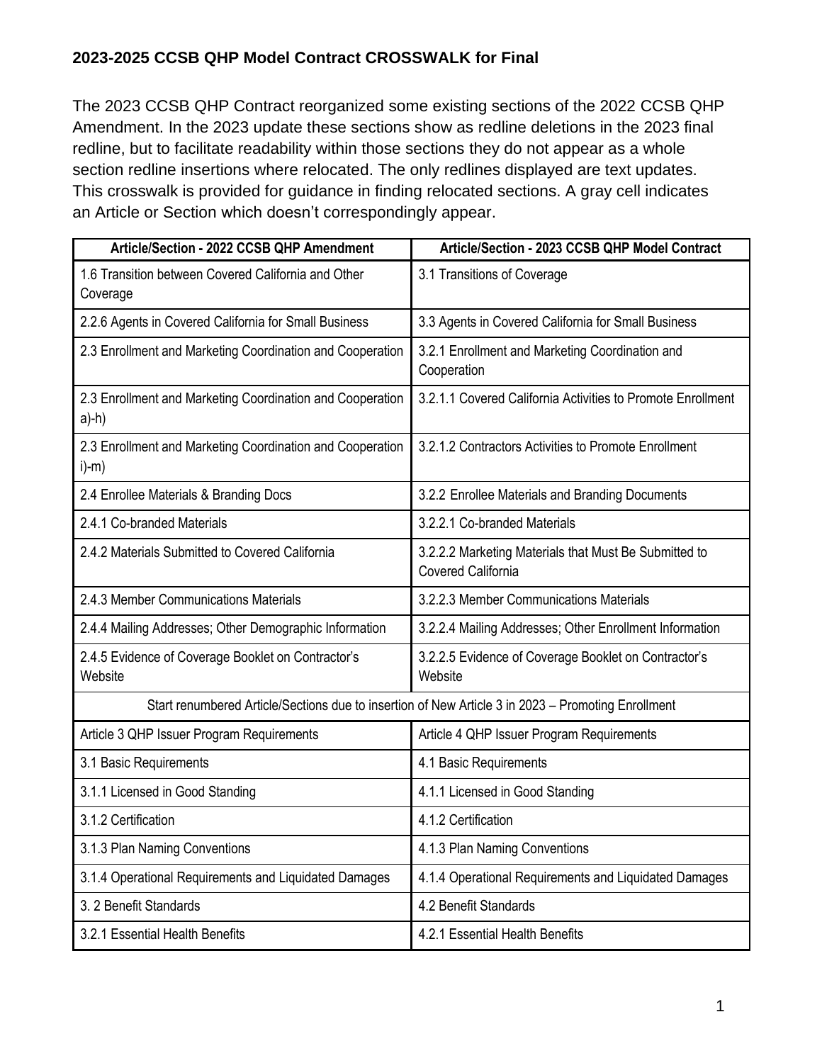## 2023-2025 CCSB QHP Model Contract CROSSWALK for Final

The 2023 CCSB QHP Contract reorganized some existing sections of the 2022 CCSB QHP Amendment. In the 2023 update these sections show as redline deletions in the 2023 final redline, but to facilitate readability within those sections they do not appear as a whole section redline insertions where relocated. The only redlines displayed are text updates. This crosswalk is provided for guidance in finding relocated sections. A gray cell indicates an Article or Section which doesn't correspondingly appear.

| Article/Section - 2022 CCSB QHP Amendment | Article/Section - 2023 CCSB QHP Model Contract |
|---|---|
| 1.6 Transition between Covered California and Other Coverage | 3.1 Transitions of Coverage |
| 2.2.6 Agents in Covered California for Small Business | 3.3 Agents in Covered California for Small Business |
| 2.3 Enrollment and Marketing Coordination and Cooperation | 3.2.1 Enrollment and Marketing Coordination and Cooperation |
| 2.3 Enrollment and Marketing Coordination and Cooperation a)-h) | 3.2.1.1 Covered California Activities to Promote Enrollment |
| 2.3 Enrollment and Marketing Coordination and Cooperation i)-m) | 3.2.1.2 Contractors Activities to Promote Enrollment |
| 2.4 Enrollee Materials & Branding Docs | 3.2.2 Enrollee Materials and Branding Documents |
| 2.4.1 Co-branded Materials | 3.2.2.1 Co-branded Materials |
| 2.4.2 Materials Submitted to Covered California | 3.2.2.2 Marketing Materials that Must Be Submitted to Covered California |
| 2.4.3 Member Communications Materials | 3.2.2.3 Member Communications Materials |
| 2.4.4 Mailing Addresses; Other Demographic Information | 3.2.2.4 Mailing Addresses; Other Enrollment Information |
| 2.4.5 Evidence of Coverage Booklet on Contractor's Website | 3.2.2.5 Evidence of Coverage Booklet on Contractor's Website |
| Start renumbered Article/Sections due to insertion of New Article 3 in 2023 – Promoting Enrollment | |
| Article 3 QHP Issuer Program Requirements | Article 4 QHP Issuer Program Requirements |
| 3.1 Basic Requirements | 4.1 Basic Requirements |
| 3.1.1 Licensed in Good Standing | 4.1.1 Licensed in Good Standing |
| 3.1.2 Certification | 4.1.2 Certification |
| 3.1.3 Plan Naming Conventions | 4.1.3 Plan Naming Conventions |
| 3.1.4 Operational Requirements and Liquidated Damages | 4.1.4 Operational Requirements and Liquidated Damages |
| 3. 2 Benefit Standards | 4.2 Benefit Standards |
| 3.2.1 Essential Health Benefits | 4.2.1 Essential Health Benefits |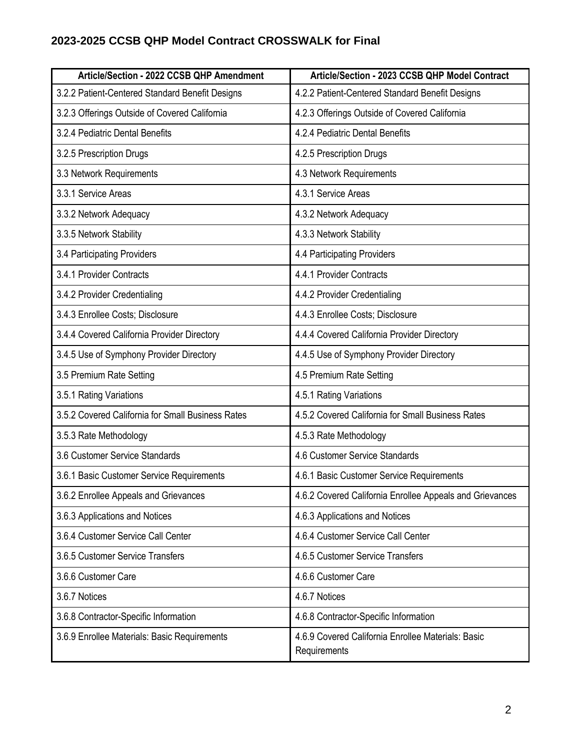## 2023-2025 CCSB QHP Model Contract CROSSWALK for Final

| Article/Section - 2022 CCSB QHP Amendment | Article/Section - 2023 CCSB QHP Model Contract |
|---|---|
| 3.2.2 Patient-Centered Standard Benefit Designs | 4.2.2 Patient-Centered Standard Benefit Designs |
| 3.2.3 Offerings Outside of Covered California | 4.2.3 Offerings Outside of Covered California |
| 3.2.4 Pediatric Dental Benefits | 4.2.4 Pediatric Dental Benefits |
| 3.2.5 Prescription Drugs | 4.2.5 Prescription Drugs |
| 3.3 Network Requirements | 4.3 Network Requirements |
| 3.3.1 Service Areas | 4.3.1 Service Areas |
| 3.3.2 Network Adequacy | 4.3.2 Network Adequacy |
| 3.3.5 Network Stability | 4.3.3 Network Stability |
| 3.4 Participating Providers | 4.4 Participating Providers |
| 3.4.1 Provider Contracts | 4.4.1 Provider Contracts |
| 3.4.2 Provider Credentialing | 4.4.2 Provider Credentialing |
| 3.4.3 Enrollee Costs; Disclosure | 4.4.3 Enrollee Costs; Disclosure |
| 3.4.4 Covered California Provider Directory | 4.4.4 Covered California Provider Directory |
| 3.4.5 Use of Symphony Provider Directory | 4.4.5 Use of Symphony Provider Directory |
| 3.5 Premium Rate Setting | 4.5 Premium Rate Setting |
| 3.5.1 Rating Variations | 4.5.1 Rating Variations |
| 3.5.2 Covered California for Small Business Rates | 4.5.2 Covered California for Small Business Rates |
| 3.5.3 Rate Methodology | 4.5.3 Rate Methodology |
| 3.6 Customer Service Standards | 4.6 Customer Service Standards |
| 3.6.1 Basic Customer Service Requirements | 4.6.1 Basic Customer Service Requirements |
| 3.6.2 Enrollee Appeals and Grievances | 4.6.2 Covered California Enrollee Appeals and Grievances |
| 3.6.3 Applications and Notices | 4.6.3 Applications and Notices |
| 3.6.4 Customer Service Call Center | 4.6.4 Customer Service Call Center |
| 3.6.5 Customer Service Transfers | 4.6.5 Customer Service Transfers |
| 3.6.6 Customer Care | 4.6.6 Customer Care |
| 3.6.7 Notices | 4.6.7 Notices |
| 3.6.8 Contractor-Specific Information | 4.6.8 Contractor-Specific Information |
| 3.6.9 Enrollee Materials: Basic Requirements | 4.6.9 Covered California Enrollee Materials: Basic Requirements |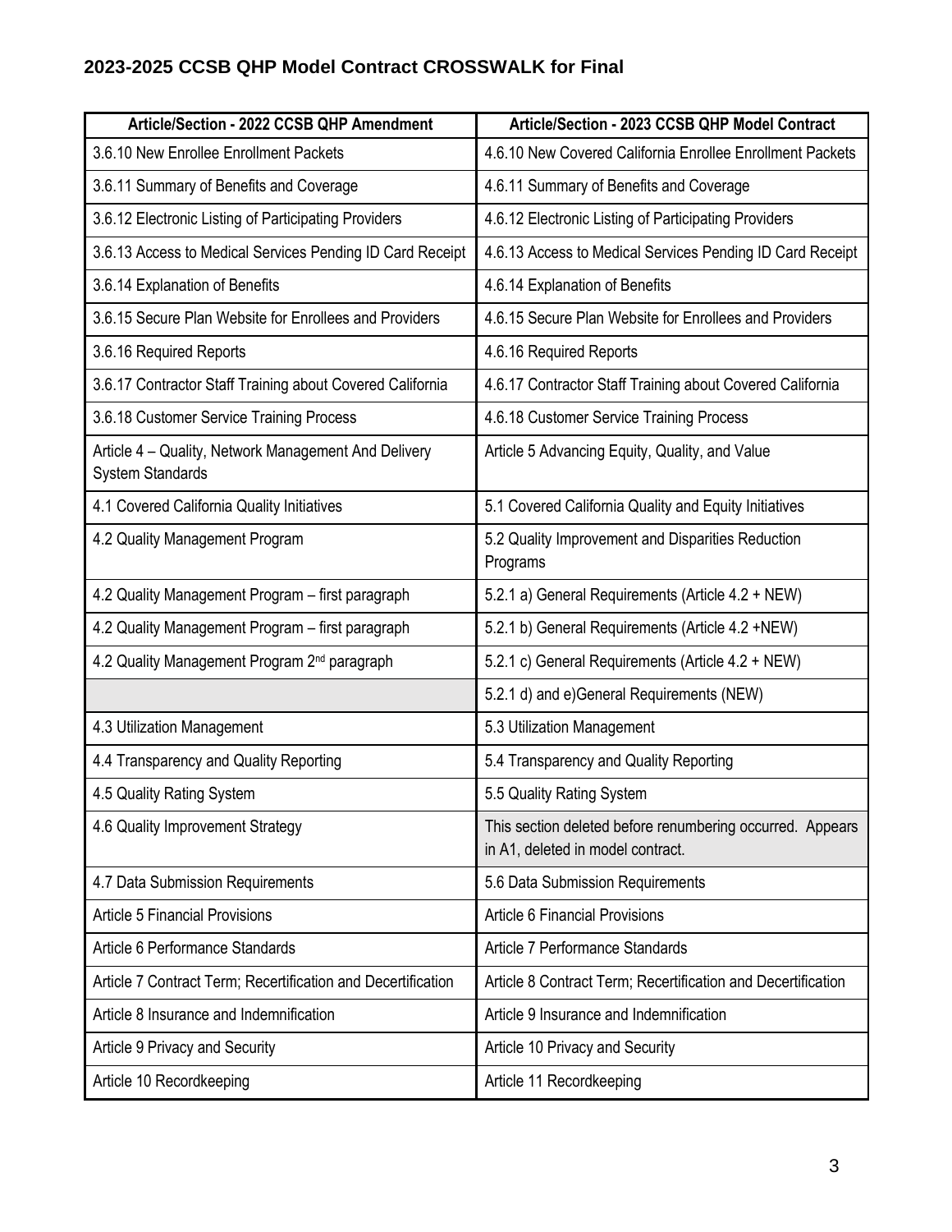## 2023-2025 CCSB QHP Model Contract CROSSWALK for Final

| Article/Section - 2022 CCSB QHP Amendment | Article/Section - 2023 CCSB QHP Model Contract |
|---|---|
| 3.6.10 New Enrollee Enrollment Packets | 4.6.10 New Covered California Enrollee Enrollment Packets |
| 3.6.11 Summary of Benefits and Coverage | 4.6.11 Summary of Benefits and Coverage |
| 3.6.12 Electronic Listing of Participating Providers | 4.6.12 Electronic Listing of Participating Providers |
| 3.6.13 Access to Medical Services Pending ID Card Receipt | 4.6.13 Access to Medical Services Pending ID Card Receipt |
| 3.6.14 Explanation of Benefits | 4.6.14 Explanation of Benefits |
| 3.6.15 Secure Plan Website for Enrollees and Providers | 4.6.15 Secure Plan Website for Enrollees and Providers |
| 3.6.16 Required Reports | 4.6.16 Required Reports |
| 3.6.17 Contractor Staff Training about Covered California | 4.6.17 Contractor Staff Training about Covered California |
| 3.6.18 Customer Service Training Process | 4.6.18 Customer Service Training Process |
| Article 4 – Quality, Network Management And Delivery System Standards | Article 5 Advancing Equity, Quality, and Value |
| 4.1 Covered California Quality Initiatives | 5.1 Covered California Quality and Equity Initiatives |
| 4.2 Quality Management Program | 5.2 Quality Improvement and Disparities Reduction Programs |
| 4.2 Quality Management Program – first paragraph | 5.2.1 a) General Requirements (Article 4.2 + NEW) |
| 4.2 Quality Management Program – first paragraph | 5.2.1 b) General Requirements (Article 4.2 +NEW) |
| 4.2 Quality Management Program 2nd paragraph | 5.2.1 c) General Requirements (Article 4.2 + NEW) |
| | 5.2.1 d) and e)General Requirements (NEW) |
| 4.3 Utilization Management | 5.3 Utilization Management |
| 4.4 Transparency and Quality Reporting | 5.4 Transparency and Quality Reporting |
| 4.5 Quality Rating System | 5.5 Quality Rating System |
| 4.6 Quality Improvement Strategy | This section deleted before renumbering occurred. Appears in A1, deleted in model contract. |
| 4.7 Data Submission Requirements | 5.6 Data Submission Requirements |
| Article 5 Financial Provisions | Article 6 Financial Provisions |
| Article 6 Performance Standards | Article 7 Performance Standards |
| Article 7 Contract Term; Recertification and Decertification | Article 8 Contract Term; Recertification and Decertification |
| Article 8 Insurance and Indemnification | Article 9 Insurance and Indemnification |
| Article 9 Privacy and Security | Article 10 Privacy and Security |
| Article 10 Recordkeeping | Article 11 Recordkeeping |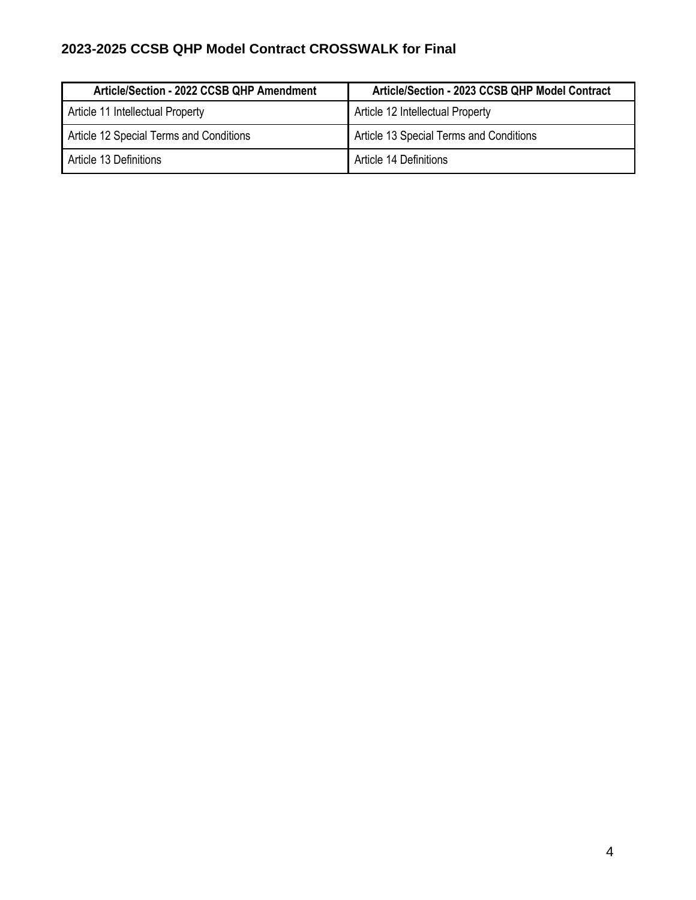**2023-2025 CCSB QHP Model Contract CROSSWALK for Final**

| Article/Section - 2022 CCSB QHP Amendment | Article/Section - 2023 CCSB QHP Model Contract |
|---|---|
| Article 11 Intellectual Property | Article 12 Intellectual Property |
| Article 12 Special Terms and Conditions | Article 13 Special Terms and Conditions |
| Article 13 Definitions | Article 14 Definitions |